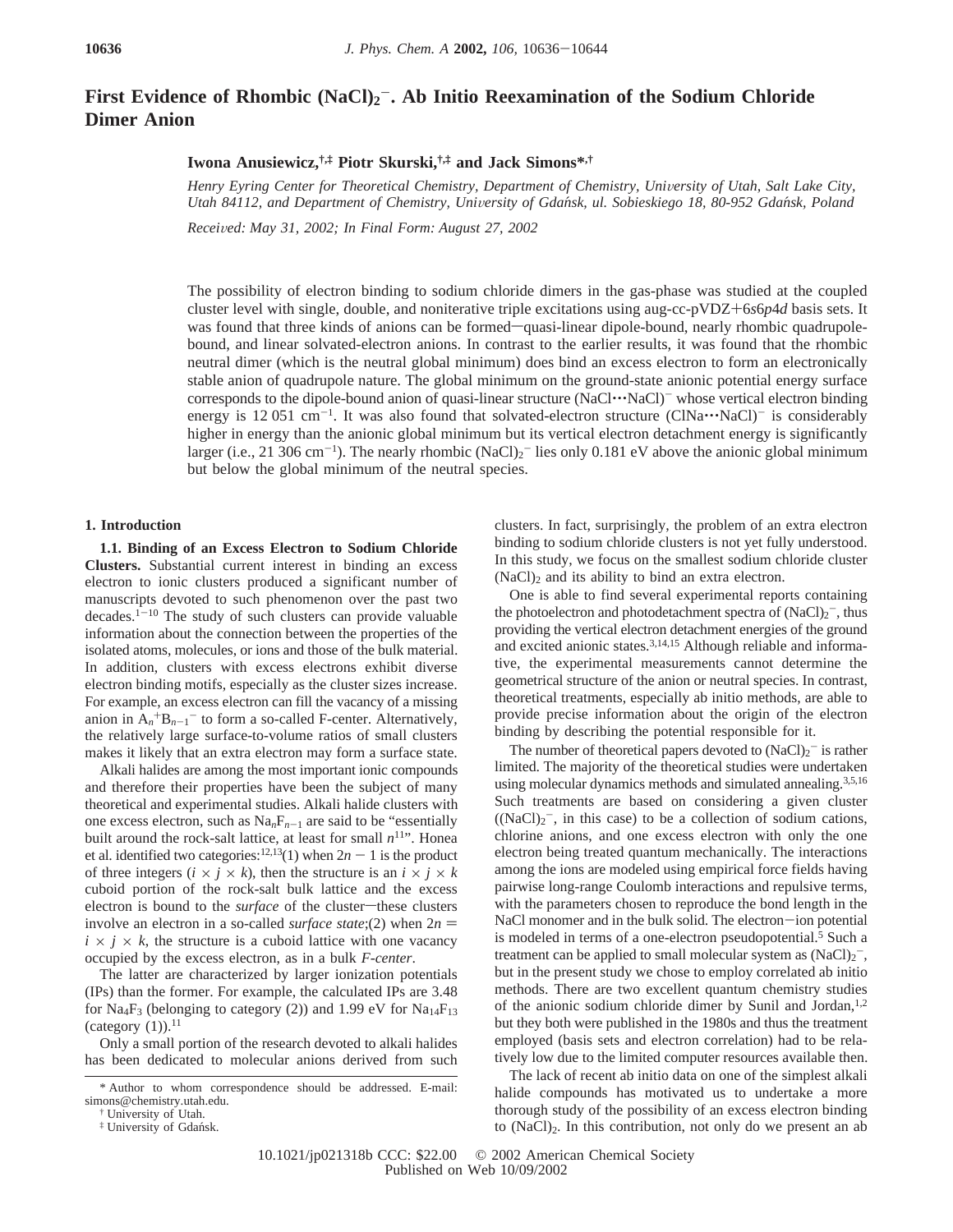# First Evidence of Rhombic $(NaCl)_2^-$. Ab Initio Reexamination of the Sodium Chloride Dimer Anion

**Iwona Anusiewicz,[†,‡] Piotr Skurski,[†,‡] and Jack Simons*[,†]**

*Henry Eyring Center for Theoretical Chemistry, Department of Chemistry, University of Utah, Salt Lake City, Utah 84112, and Department of Chemistry, University of Gdańsk, ul. Sobieskiego 18, 80-952 Gdańsk, Poland*

*Received: May 31, 2002; In Final Form: August 27, 2002*

The possibility of electron binding to sodium chloride dimers in the gas-phase was studied at the coupled cluster level with single, double, and noniterative triple excitations using aug-cc-pVDZ+6s6p4d basis sets. It was found that three kinds of anions can be formed—quasi-linear dipole-bound, nearly rhombic quadrupole-bound, and linear solvated-electron anions. In contrast to the earlier results, it was found that the rhombic neutral dimer (which is the neutral global minimum) does bind an excess electron to form an electronically stable anion of quadrupole nature. The global minimum on the ground-state anionic potential energy surface corresponds to the dipole-bound anion of quasi-linear structure $(NaCl\cdots NaCl)^-$ whose vertical electron binding energy is 12 051 $cm^{-1}$. It was also found that solvated-electron structure $(ClNa\cdots NaCl)^-$ is considerably higher in energy than the anionic global minimum but its vertical electron detachment energy is significantly larger (i.e., 21 306 $cm^{-1}$). The nearly rhombic $(NaCl)_2^-$ lies only 0.181 eV above the anionic global minimum but below the global minimum of the neutral species.

## 1. Introduction

**1.1. Binding of an Excess Electron to Sodium Chloride Clusters.** Substantial current interest in binding an excess electron to ionic clusters produced a significant number of manuscripts devoted to such phenomenon over the past two decades.[1-10] The study of such clusters can provide valuable information about the connection between the properties of the isolated atoms, molecules, or ions and those of the bulk material. In addition, clusters with excess electrons exhibit diverse electron binding motifs, especially as the cluster sizes increase. For example, an excess electron can fill the vacancy of a missing anion in $A_n^+B_{n-1}^-$ to form a so-called F-center. Alternatively, the relatively large surface-to-volume ratios of small clusters makes it likely that an extra electron may form a surface state.

Alkali halides are among the most important ionic compounds and therefore their properties have been the subject of many theoretical and experimental studies. Alkali halide clusters with one excess electron, such as $Na_nF_{n-1}$ are said to be "essentially built around the rock-salt lattice, at least for small $n$[11]". Honea et al. identified two categories:[12,13](1) when $2n - 1$ is the product of three integers ($i \times j \times k$), then the structure is an $i \times j \times k$ cuboid portion of the rock-salt bulk lattice and the excess electron is bound to the *surface* of the cluster—these clusters involve an electron in a so-called *surface state*;(2) when $2n = i \times j \times k$, the structure is a cuboid lattice with one vacancy occupied by the excess electron, as in a bulk *F-center*.

The latter are characterized by larger ionization potentials (IPs) than the former. For example, the calculated IPs are 3.48 for $Na_4F_3$ (belonging to category (2)) and 1.99 eV for $Na_{14}F_{13}$ (category (1)).[11]

Only a small portion of the research devoted to alkali halides has been dedicated to molecular anions derived from such clusters. In fact, surprisingly, the problem of an extra electron binding to sodium chloride clusters is not yet fully understood. In this study, we focus on the smallest sodium chloride cluster $(NaCl)_2$ and its ability to bind an extra electron.

One is able to find several experimental reports containing the photoelectron and photodetachment spectra of $(NaCl)_2^-$, thus providing the vertical electron detachment energies of the ground and excited anionic states.[3,14,15] Although reliable and informative, the experimental measurements cannot determine the geometrical structure of the anion or neutral species. In contrast, theoretical treatments, especially ab initio methods, are able to provide precise information about the origin of the electron binding by describing the potential responsible for it.

The number of theoretical papers devoted to $(NaCl)_2^-$ is rather limited. The majority of the theoretical studies were undertaken using molecular dynamics methods and simulated annealing.[3,5,16] Such treatments are based on considering a given cluster ($(NaCl)_2^-$, in this case) to be a collection of sodium cations, chlorine anions, and one excess electron with only the one electron being treated quantum mechanically. The interactions among the ions are modeled using empirical force fields having pairwise long-range Coulomb interactions and repulsive terms, with the parameters chosen to reproduce the bond length in the NaCl monomer and in the bulk solid. The electron–ion potential is modeled in terms of a one-electron pseudopotential.[5] Such a treatment can be applied to small molecular system as $(NaCl)_2^-$, but in the present study we chose to employ correlated ab initio methods. There are two excellent quantum chemistry studies of the anionic sodium chloride dimer by Sunil and Jordan,[1,2] but they both were published in the 1980s and thus the treatment employed (basis sets and electron correlation) had to be relatively low due to the limited computer resources available then.

The lack of recent ab initio data on one of the simplest alkali halide compounds has motivated us to undertake a more thorough study of the possibility of an excess electron binding to $(NaCl)_2$. In this contribution, not only do we present an ab

\* Author to whom correspondence should be addressed. E-mail: simons@chemistry.utah.edu.
† University of Utah.
‡ University of Gdańsk.

10.1021/jp021318b CCC: \$22.00 © 2002 American Chemical Society
Published on Web 10/09/2002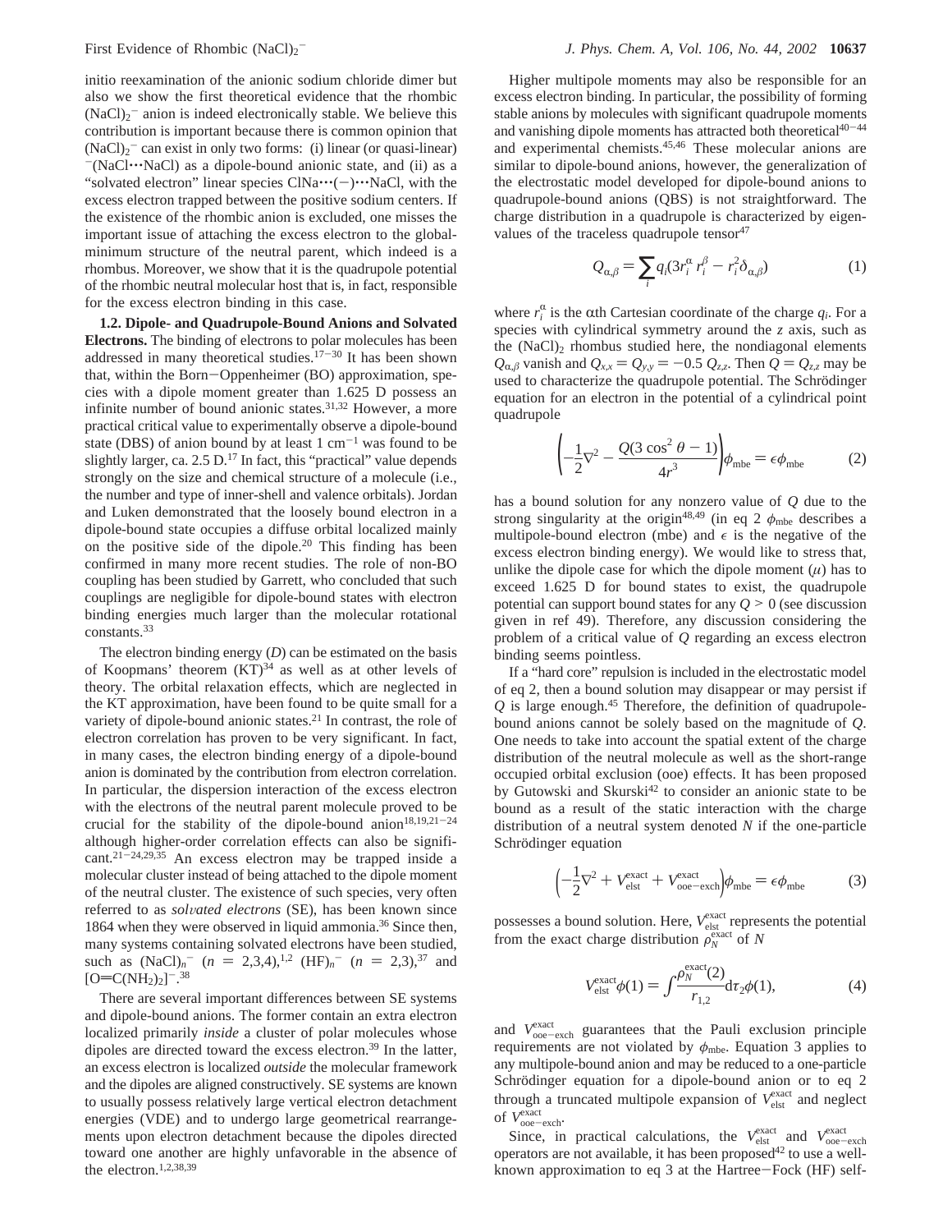initio reexamination of the anionic sodium chloride dimer but also we show the first theoretical evidence that the rhombic $(NaCl)_2^-$ anion is indeed electronically stable. We believe this contribution is important because there is common opinion that $(NaCl)_2^-$ can exist in only two forms: (i) linear (or quasi-linear) $^-$(NaCl$\cdots$NaCl) as a dipole-bound anionic state, and (ii) as a "solvated electron" linear species ClNa$\cdots$(−)$\cdots$NaCl, with the excess electron trapped between the positive sodium centers. If the existence of the rhombic anion is excluded, one misses the important issue of attaching the excess electron to the global-minimum structure of the neutral parent, which indeed is a rhombus. Moreover, we show that it is the quadrupole potential of the rhombic neutral molecular host that is, in fact, responsible for the excess electron binding in this case.

**1.2. Dipole- and Quadrupole-Bound Anions and Solvated Electrons.** The binding of electrons to polar molecules has been addressed in many theoretical studies.[17−30] It has been shown that, within the Born−Oppenheimer (BO) approximation, species with a dipole moment greater than 1.625 D possess an infinite number of bound anionic states.[31,32] However, a more practical critical value to experimentally observe a dipole-bound state (DBS) of anion bound by at least 1 cm$^{-1}$ was found to be slightly larger, ca. 2.5 D.[17] In fact, this "practical" value depends strongly on the size and chemical structure of a molecule (i.e., the number and type of inner-shell and valence orbitals). Jordan and Luken demonstrated that the loosely bound electron in a dipole-bound state occupies a diffuse orbital localized mainly on the positive side of the dipole.[20] This finding has been confirmed in many more recent studies. The role of non-BO coupling has been studied by Garrett, who concluded that such couplings are negligible for dipole-bound states with electron binding energies much larger than the molecular rotational constants.[33]

The electron binding energy ($D$) can be estimated on the basis of Koopmans' theorem (KT)[34] as well as at other levels of theory. The orbital relaxation effects, which are neglected in the KT approximation, have been found to be quite small for a variety of dipole-bound anionic states.[21] In contrast, the role of electron correlation has proven to be very significant. In fact, in many cases, the electron binding energy of a dipole-bound anion is dominated by the contribution from electron correlation. In particular, the dispersion interaction of the excess electron with the electrons of the neutral parent molecule proved to be crucial for the stability of the dipole-bound anion[18,19,21−24] although higher-order correlation effects can also be significant.[21−24,29,35] An excess electron may be trapped inside a molecular cluster instead of being attached to the dipole moment of the neutral cluster. The existence of such species, very often referred to as *solvated electrons* (SE), has been known since 1864 when they were observed in liquid ammonia.[36] Since then, many systems containing solvated electrons have been studied, such as $(NaCl)_n^-$ ($n$ = 2,3,4),[1,2] $(HF)_n^-$ ($n$ = 2,3),[37] and $[O{=}C(NH_2)_2]^-$.[38]

There are several important differences between SE systems and dipole-bound anions. The former contain an extra electron localized primarily *inside* a cluster of polar molecules whose dipoles are directed toward the excess electron.[39] In the latter, an excess electron is localized *outside* the molecular framework and the dipoles are aligned constructively. SE systems are known to usually possess relatively large vertical electron detachment energies (VDE) and to undergo large geometrical rearrangements upon electron detachment because the dipoles directed toward one another are highly unfavorable in the absence of the electron.[1,2,38,39]

Higher multipole moments may also be responsible for an excess electron binding. In particular, the possibility of forming stable anions by molecules with significant quadrupole moments and vanishing dipole moments has attracted both theoretical[40−44] and experimental chemists.[45,46] These molecular anions are similar to dipole-bound anions, however, the generalization of the electrostatic model developed for dipole-bound anions to quadrupole-bound anions (QBS) is not straightforward. The charge distribution in a quadrupole is characterized by eigenvalues of the traceless quadrupole tensor[47]

$$Q_{\alpha,\beta} = \sum_i q_i(3r_i^\alpha r_i^\beta - r_i^2\delta_{\alpha,\beta}) \qquad (1)$$

where $r_i^\alpha$ is the $\alpha$th Cartesian coordinate of the charge $q_i$. For a species with cylindrical symmetry around the $z$ axis, such as the $(NaCl)_2$ rhombus studied here, the nondiagonal elements $Q_{\alpha,\beta}$ vanish and $Q_{x,x} = Q_{y,y} = -0.5\, Q_{z,z}$. Then $Q = Q_{z,z}$ may be used to characterize the quadrupole potential. The Schrödinger equation for an electron in the potential of a cylindrical point quadrupole

$$\left(-\frac{1}{2}\nabla^2 - \frac{Q(3\cos^2\theta - 1)}{4r^3}\right)\phi_{\rm mbe} = \epsilon\phi_{\rm mbe} \qquad (2)$$

has a bound solution for any nonzero value of $Q$ due to the strong singularity at the origin[48,49] (in eq 2 $\phi_{\rm mbe}$ describes a multipole-bound electron (mbe) and $\epsilon$ is the negative of the excess electron binding energy). We would like to stress that, unlike the dipole case for which the dipole moment ($\mu$) has to exceed 1.625 D for bound states to exist, the quadrupole potential can support bound states for any $Q > 0$ (see discussion given in ref 49). Therefore, any discussion considering the problem of a critical value of $Q$ regarding an excess electron binding seems pointless.

If a "hard core" repulsion is included in the electrostatic model of eq 2, then a bound solution may disappear or may persist if $Q$ is large enough.[45] Therefore, the definition of quadrupole-bound anions cannot be solely based on the magnitude of $Q$. One needs to take into account the spatial extent of the charge distribution of the neutral molecule as well as the short-range occupied orbital exclusion (ooe) effects. It has been proposed by Gutowski and Skurski[42] to consider an anionic state to be bound as a result of the static interaction with the charge distribution of a neutral system denoted $N$ if the one-particle Schrödinger equation

$$\left(-\frac{1}{2}\nabla^2 + V_{\rm elst}^{\rm exact} + V_{\rm ooe-exch}^{\rm exact}\right)\phi_{\rm mbe} = \epsilon\phi_{\rm mbe} \qquad (3)$$

possesses a bound solution. Here, $V_{\rm elst}^{\rm exact}$ represents the potential from the exact charge distribution $\rho_N^{\rm exact}$ of $N$

$$V_{\rm elst}^{\rm exact}\phi(1) = \int\frac{\rho_N^{\rm exact}(2)}{r_{1,2}}{\rm d}\tau_2\phi(1), \qquad (4)$$

and $V_{\rm ooe-exch}^{\rm exact}$ guarantees that the Pauli exclusion principle requirements are not violated by $\phi_{\rm mbe}$. Equation 3 applies to any multipole-bound anion and may be reduced to a one-particle Schrödinger equation for a dipole-bound anion or to eq 2 through a truncated multipole expansion of $V_{\rm elst}^{\rm exact}$ and neglect of $V_{\rm ooe-exch}^{\rm exact}$.

Since, in practical calculations, the $V_{\rm elst}^{\rm exact}$ and $V_{\rm ooe-exch}^{\rm exact}$ operators are not available, it has been proposed[42] to use a well-known approximation to eq 3 at the Hartree−Fock (HF) self-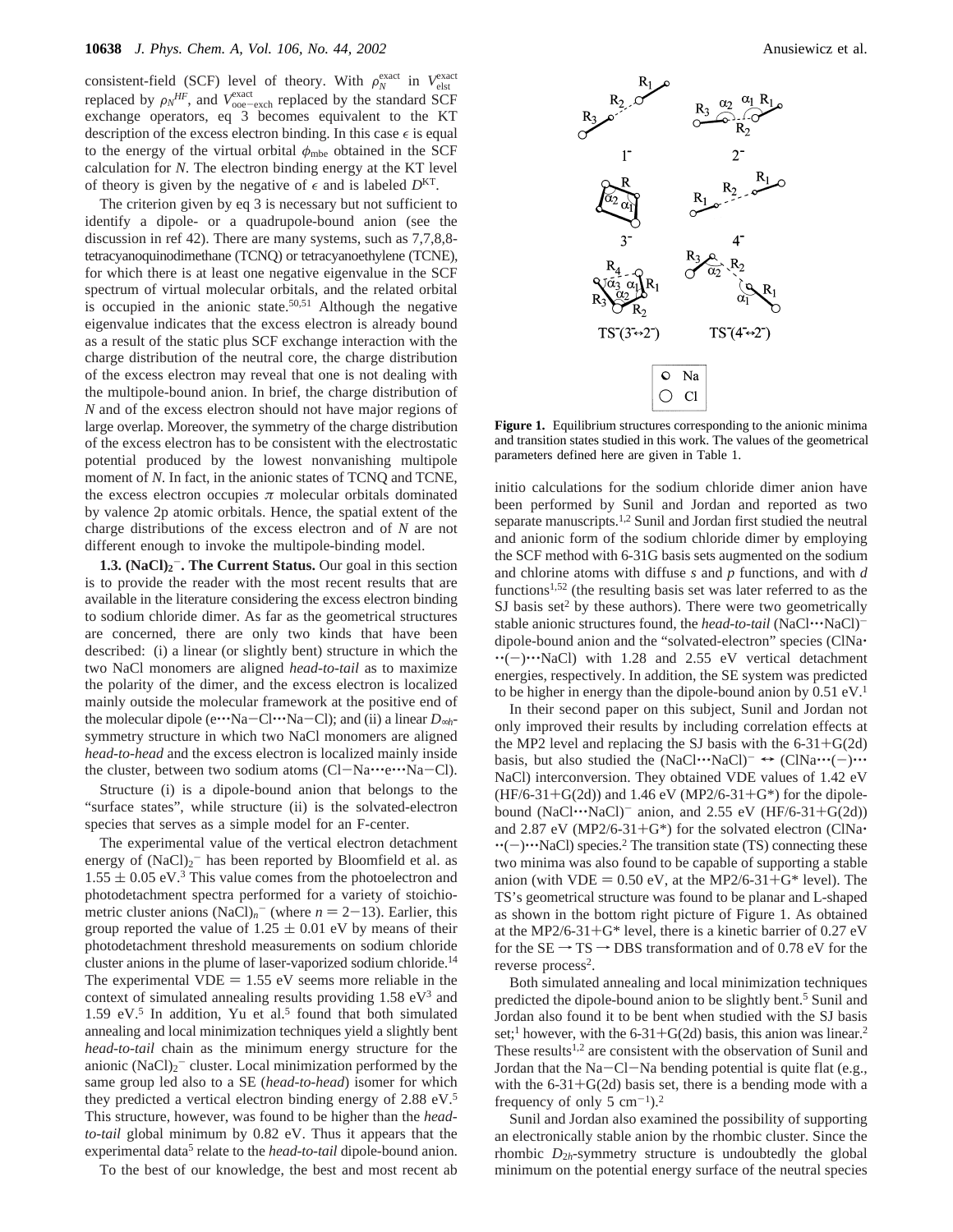consistent-field (SCF) level of theory. With $\rho_N^{\text{exact}}$ in $V_{\text{elst}}^{\text{exact}}$ replaced by $\rho_N^{HF}$, and $V_{\text{ooe-exch}}^{\text{exact}}$ replaced by the standard SCF exchange operators, eq 3 becomes equivalent to the KT description of the excess electron binding. In this case $\epsilon$ is equal to the energy of the virtual orbital $\phi_{\text{mbe}}$ obtained in the SCF calculation for $N$. The electron binding energy at the KT level of theory is given by the negative of $\epsilon$ and is labeled $D^{\text{KT}}$.

The criterion given by eq 3 is necessary but not sufficient to identify a dipole- or a quadrupole-bound anion (see the discussion in ref 42). There are many systems, such as 7,7,8,8-tetracyanoquinodimethane (TCNQ) or tetracyanoethylene (TCNE), for which there is at least one negative eigenvalue in the SCF spectrum of virtual molecular orbitals, and the related orbital is occupied in the anionic state.[50,51] Although the negative eigenvalue indicates that the excess electron is already bound as a result of the static plus SCF exchange interaction with the charge distribution of the neutral core, the charge distribution of the excess electron may reveal that one is not dealing with the multipole-bound anion. In brief, the charge distribution of $N$ and of the excess electron should not have major regions of large overlap. Moreover, the symmetry of the charge distribution of the excess electron has to be consistent with the electrostatic potential produced by the lowest nonvanishing multipole moment of $N$. In fact, in the anionic states of TCNQ and TCNE, the excess electron occupies $\pi$ molecular orbitals dominated by valence 2p atomic orbitals. Hence, the spatial extent of the charge distributions of the excess electron and of $N$ are not different enough to invoke the multipole-binding model.

**1.3. $(NaCl)_2^-$. The Current Status.** Our goal in this section is to provide the reader with the most recent results that are available in the literature considering the excess electron binding to sodium chloride dimer. As far as the geometrical structures are concerned, there are only two kinds that have been described: (i) a linear (or slightly bent) structure in which the two NaCl monomers are aligned *head-to-tail* as to maximize the polarity of the dimer, and the excess electron is localized mainly outside the molecular framework at the positive end of the molecular dipole (e···Na−Cl···Na−Cl); and (ii) a linear $D_{\infty h}$-symmetry structure in which two NaCl monomers are aligned *head-to-head* and the excess electron is localized mainly inside the cluster, between two sodium atoms (Cl−Na···e···Na−Cl).

Structure (i) is a dipole-bound anion that belongs to the "surface states", while structure (ii) is the solvated-electron species that serves as a simple model for an F-center.

The experimental value of the vertical electron detachment energy of $(NaCl)_2^-$ has been reported by Bloomfield et al. as 1.55 ± 0.05 eV.[3] This value comes from the photoelectron and photodetachment spectra performed for a variety of stoichiometric cluster anions $(NaCl)_n^-$ (where $n = 2-13$). Earlier, this group reported the value of 1.25 ± 0.01 eV by means of their photodetachment threshold measurements on sodium chloride cluster anions in the plume of laser-vaporized sodium chloride.[14] The experimental VDE = 1.55 eV seems more reliable in the context of simulated annealing results providing 1.58 eV[3] and 1.59 eV.[5] In addition, Yu et al.[5] found that both simulated annealing and local minimization techniques yield a slightly bent *head-to-tail* chain as the minimum energy structure for the anionic $(NaCl)_2^-$ cluster. Local minimization performed by the same group led also to a SE (*head-to-head*) isomer for which they predicted a vertical electron binding energy of 2.88 eV.[5] This structure, however, was found to be higher than the *head-to-tail* global minimum by 0.82 eV. Thus it appears that the experimental data[5] relate to the *head-to-tail* dipole-bound anion.

To the best of our knowledge, the best and most recent ab initio calculations for the sodium chloride dimer anion have been performed by Sunil and Jordan and reported as two separate manuscripts.[1,2] Sunil and Jordan first studied the neutral and anionic form of the sodium chloride dimer by employing the SCF method with 6-31G basis sets augmented on the sodium and chlorine atoms with diffuse *s* and *p* functions, and with *d* functions[1,52] (the resulting basis set was later referred to as the SJ basis set[2] by these authors). There were two geometrically stable anionic structures found, the *head-to-tail* $(NaCl\cdots NaCl)^-$ dipole-bound anion and the "solvated-electron" species (ClNa···(−)···NaCl) with 1.28 and 2.55 eV vertical detachment energies, respectively. In addition, the SE system was predicted to be higher in energy than the dipole-bound anion by 0.51 eV.[1]

In their second paper on this subject, Sunil and Jordan not only improved their results by including correlation effects at the MP2 level and replacing the SJ basis with the 6-31+G(2d) basis, but also studied the $(NaCl\cdots NaCl)^- \leftrightarrow$ (ClNa···(−)···NaCl) interconversion. They obtained VDE values of 1.42 eV (HF/6-31+G(2d)) and 1.46 eV (MP2/6-31+G*) for the dipole-bound $(NaCl\cdots NaCl)^-$ anion, and 2.55 eV (HF/6-31+G(2d)) and 2.87 eV (MP2/6-31+G*) for the solvated electron (ClNa···(−)···NaCl) species.[2] The transition state (TS) connecting these two minima was also found to be capable of supporting a stable anion (with VDE = 0.50 eV, at the MP2/6-31+G* level). The TS's geometrical structure was found to be planar and L-shaped as shown in the bottom right picture of Figure 1. As obtained at the MP2/6-31+G* level, there is a kinetic barrier of 0.27 eV for the SE → TS → DBS transformation and of 0.78 eV for the reverse process[2].

Both simulated annealing and local minimization techniques predicted the dipole-bound anion to be slightly bent.[5] Sunil and Jordan also found it to be bent when studied with the SJ basis set;[1] however, with the 6-31+G(2d) basis, this anion was linear.[2] These results[1,2] are consistent with the observation of Sunil and Jordan that the Na−Cl−Na bending potential is quite flat (e.g., with the 6-31+G(2d) basis set, there is a bending mode with a frequency of only 5 cm$^{-1}$).[2]

Sunil and Jordan also examined the possibility of supporting an electronically stable anion by the rhombic cluster. Since the rhombic $D_{2h}$-symmetry structure is undoubtedly the global minimum on the potential energy surface of the neutral species

**Figure 1.** Equilibrium structures corresponding to the anionic minima and transition states studied in this work. The values of the geometrical parameters defined here are given in Table 1.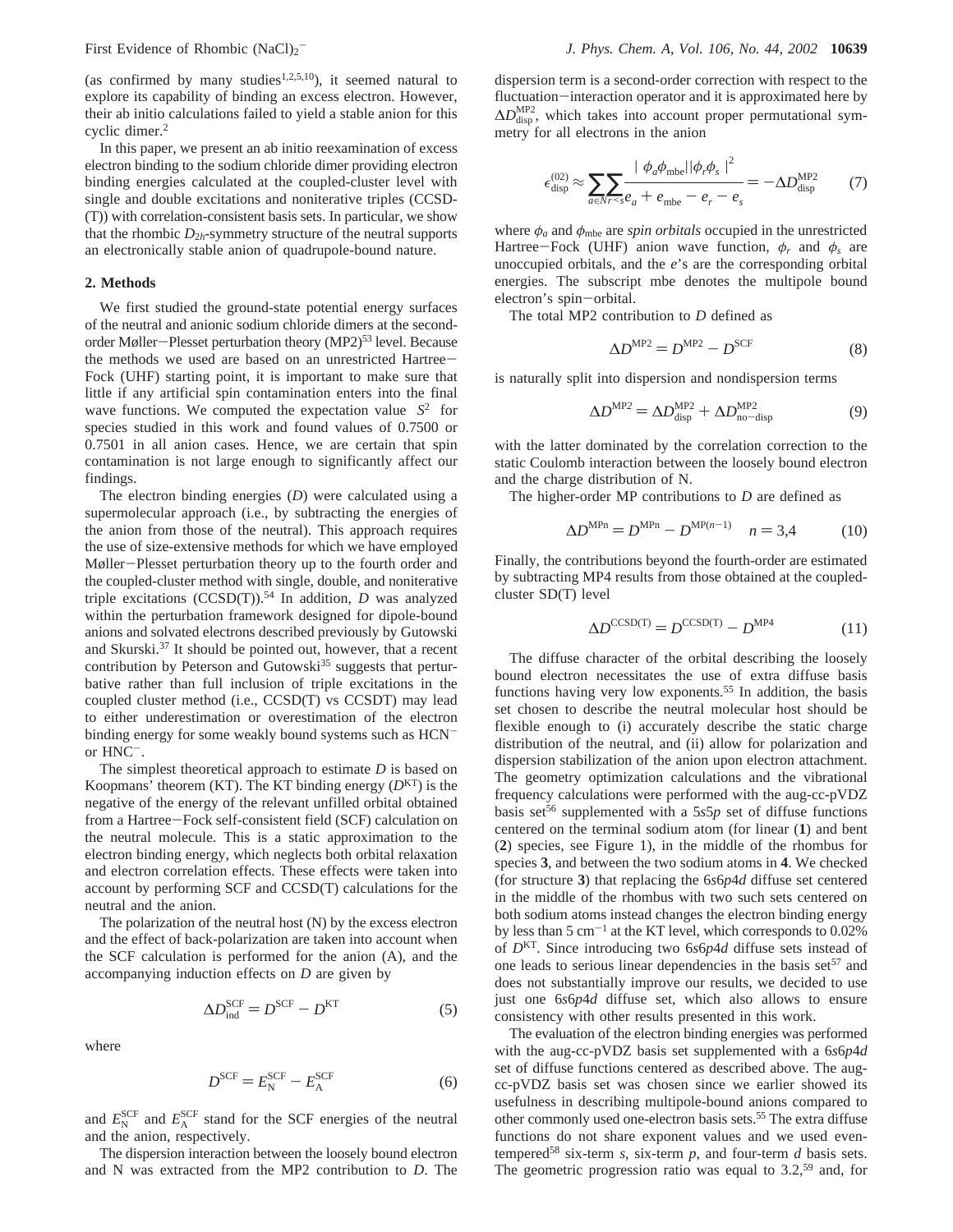(as confirmed by many studies[1,2,5,10]), it seemed natural to explore its capability of binding an excess electron. However, their ab initio calculations failed to yield a stable anion for this cyclic dimer.[2]

In this paper, we present an ab initio reexamination of excess electron binding to the sodium chloride dimer providing electron binding energies calculated at the coupled-cluster level with single and double excitations and noniterative triples (CCSD-(T)) with correlation-consistent basis sets. In particular, we show that the rhombic $D_{2h}$-symmetry structure of the neutral supports an electronically stable anion of quadrupole-bound nature.

## 2. Methods

We first studied the ground-state potential energy surfaces of the neutral and anionic sodium chloride dimers at the second-order Møller–Plesset perturbation theory (MP2)[53] level. Because the methods we used are based on an unrestricted Hartree–Fock (UHF) starting point, it is important to make sure that little if any artificial spin contamination enters into the final wave functions. We computed the expectation value $\langle S^2 \rangle$ for species studied in this work and found values of 0.7500 or 0.7501 in all anion cases. Hence, we are certain that spin contamination is not large enough to significantly affect our findings.

The electron binding energies ($D$) were calculated using a supermolecular approach (i.e., by subtracting the energies of the anion from those of the neutral). This approach requires the use of size-extensive methods for which we have employed Møller–Plesset perturbation theory up to the fourth order and the coupled-cluster method with single, double, and noniterative triple excitations (CCSD(T)).[54] In addition, $D$ was analyzed within the perturbation framework designed for dipole-bound anions and solvated electrons described previously by Gutowski and Skurski.[37] It should be pointed out, however, that a recent contribution by Peterson and Gutowski[35] suggests that perturbative rather than full inclusion of triple excitations in the coupled cluster method (i.e., CCSD(T) vs CCSDT) may lead to either underestimation or overestimation of the electron binding energy for some weakly bound systems such as $HCN^-$ or $HNC^-$.

The simplest theoretical approach to estimate $D$ is based on Koopmans' theorem (KT). The KT binding energy ($D^{KT}$) is the negative of the energy of the relevant unfilled orbital obtained from a Hartree–Fock self-consistent field (SCF) calculation on the neutral molecule. This is a static approximation to the electron binding energy, which neglects both orbital relaxation and electron correlation effects. These effects were taken into account by performing SCF and CCSD(T) calculations for the neutral and the anion.

The polarization of the neutral host (N) by the excess electron and the effect of back-polarization are taken into account when the SCF calculation is performed for the anion (A), and the accompanying induction effects on $D$ are given by

$$\Delta D_{\text{ind}}^{\text{SCF}} = D^{\text{SCF}} - D^{\text{KT}} \tag{5}$$

where

$$D^{\text{SCF}} = E_{\text{N}}^{\text{SCF}} - E_{\text{A}}^{\text{SCF}} \tag{6}$$

and $E_{\text{N}}^{\text{SCF}}$ and $E_{\text{A}}^{\text{SCF}}$ stand for the SCF energies of the neutral and the anion, respectively.

The dispersion interaction between the loosely bound electron and N was extracted from the MP2 contribution to $D$. The dispersion term is a second-order correction with respect to the fluctuation–interaction operator and it is approximated here by $\Delta D_{\text{disp}}^{\text{MP2}}$, which takes into account proper permutational symmetry for all electrons in the anion

$$\epsilon_{\text{disp}}^{(02)} \approx \sum_{a \in N} \sum_{r<s} \frac{|\langle \phi_a \phi_{\text{mbe}} || \phi_r \phi_s \rangle|^2}{e_a + e_{\text{mbe}} - e_r - e_s} = -\Delta D_{\text{disp}}^{\text{MP2}} \tag{7}$$

where $\phi_a$ and $\phi_{\text{mbe}}$ are *spin orbitals* occupied in the unrestricted Hartree–Fock (UHF) anion wave function, $\phi_r$ and $\phi_s$ are unoccupied orbitals, and the $e$'s are the corresponding orbital energies. The subscript mbe denotes the multipole bound electron's spin–orbital.

The total MP2 contribution to $D$ defined as

$$\Delta D^{\text{MP2}} = D^{\text{MP2}} - D^{\text{SCF}} \tag{8}$$

is naturally split into dispersion and nondispersion terms

$$\Delta D^{\text{MP2}} = \Delta D_{\text{disp}}^{\text{MP2}} + \Delta D_{\text{no-disp}}^{\text{MP2}} \tag{9}$$

with the latter dominated by the correlation correction to the static Coulomb interaction between the loosely bound electron and the charge distribution of N.

The higher-order MP contributions to $D$ are defined as

$$\Delta D^{\text{MP}n} = D^{\text{MP}n} - D^{\text{MP}(n-1)} \quad n = 3,4 \tag{10}$$

Finally, the contributions beyond the fourth-order are estimated by subtracting MP4 results from those obtained at the coupled-cluster SD(T) level

$$\Delta D^{\text{CCSD(T)}} = D^{\text{CCSD(T)}} - D^{\text{MP4}} \tag{11}$$

The diffuse character of the orbital describing the loosely bound electron necessitates the use of extra diffuse basis functions having very low exponents.[55] In addition, the basis set chosen to describe the neutral molecular host should be flexible enough to (i) accurately describe the static charge distribution of the neutral, and (ii) allow for polarization and dispersion stabilization of the anion upon electron attachment. The geometry optimization calculations and the vibrational frequency calculations were performed with the aug-cc-pVDZ basis set[56] supplemented with a 5*s*5*p* set of diffuse functions centered on the terminal sodium atom (for linear (**1**) and bent (**2**) species, see Figure 1), in the middle of the rhombus for species **3**, and between the two sodium atoms in **4**. We checked (for structure **3**) that replacing the 6*s*6*p*4*d* diffuse set centered in the middle of the rhombus with two such sets centered on both sodium atoms instead changes the electron binding energy by less than 5 cm$^{-1}$ at the KT level, which corresponds to 0.02% of $D^{KT}$. Since introducing two 6*s*6*p*4*d* diffuse sets instead of one leads to serious linear dependencies in the basis set[57] and does not substantially improve our results, we decided to use just one 6*s*6*p*4*d* diffuse set, which also allows to ensure consistency with other results presented in this work.

The evaluation of the electron binding energies was performed with the aug-cc-pVDZ basis set supplemented with a 6*s*6*p*4*d* set of diffuse functions centered as described above. The aug-cc-pVDZ basis set was chosen since we earlier showed its usefulness in describing multipole-bound anions compared to other commonly used one-electron basis sets.[55] The extra diffuse functions do not share exponent values and we used even-tempered[58] six-term *s*, six-term *p*, and four-term *d* basis sets. The geometric progression ratio was equal to 3.2,[59] and, for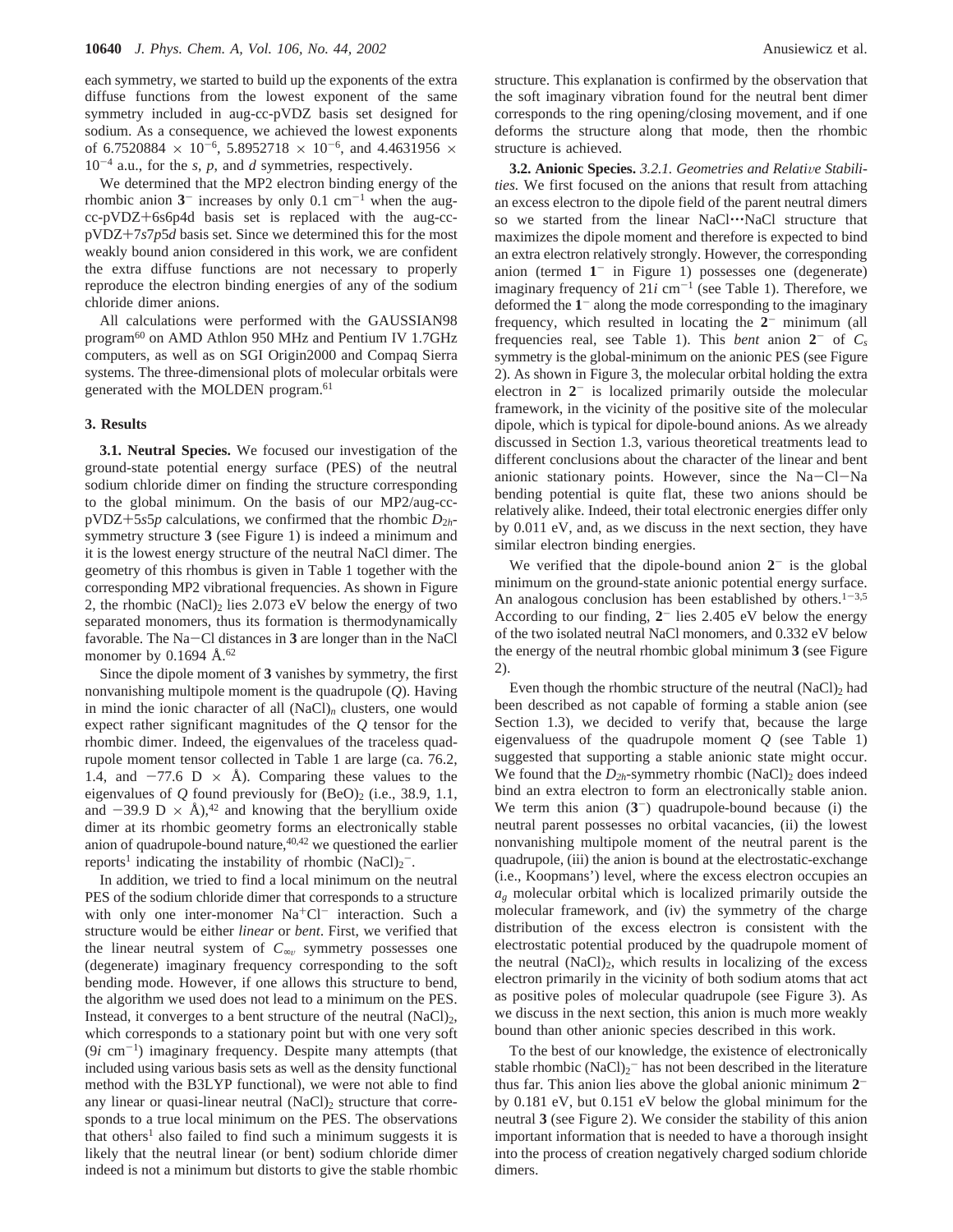each symmetry, we started to build up the exponents of the extra diffuse functions from the lowest exponent of the same symmetry included in aug-cc-pVDZ basis set designed for sodium. As a consequence, we achieved the lowest exponents of $6.7520884 \times 10^{-6}$, $5.8952718 \times 10^{-6}$, and $4.4631956 \times 10^{-4}$ a.u., for the *s*, *p*, and *d* symmetries, respectively.

We determined that the MP2 electron binding energy of the rhombic anion $\mathbf{3}^-$ increases by only 0.1 cm$^{-1}$ when the aug-cc-pVDZ+6s6p4d basis set is replaced with the aug-cc-pVDZ+7*s*7*p*5*d* basis set. Since we determined this for the most weakly bound anion considered in this work, we are confident the extra diffuse functions are not necessary to properly reproduce the electron binding energies of any of the sodium chloride dimer anions.

All calculations were performed with the GAUSSIAN98 program[60] on AMD Athlon 950 MHz and Pentium IV 1.7GHz computers, as well as on SGI Origin2000 and Compaq Sierra systems. The three-dimensional plots of molecular orbitals were generated with the MOLDEN program.[61]

## 3. Results

**3.1. Neutral Species.** We focused our investigation of the ground-state potential energy surface (PES) of the neutral sodium chloride dimer on finding the structure corresponding to the global minimum. On the basis of our MP2/aug-cc-pVDZ+5*s*5*p* calculations, we confirmed that the rhombic $D_{2h}$-symmetry structure **3** (see Figure 1) is indeed a minimum and it is the lowest energy structure of the neutral NaCl dimer. The geometry of this rhombus is given in Table 1 together with the corresponding MP2 vibrational frequencies. As shown in Figure 2, the rhombic $(NaCl)_2$ lies 2.073 eV below the energy of two separated monomers, thus its formation is thermodynamically favorable. The Na−Cl distances in **3** are longer than in the NaCl monomer by 0.1694 Å.[62]

Since the dipole moment of **3** vanishes by symmetry, the first nonvanishing multipole moment is the quadrupole (*Q*). Having in mind the ionic character of all $(NaCl)_n$ clusters, one would expect rather significant magnitudes of the *Q* tensor for the rhombic dimer. Indeed, the eigenvalues of the traceless quadrupole moment tensor collected in Table 1 are large (ca. 76.2, 1.4, and −77.6 D × Å). Comparing these values to the eigenvalues of *Q* found previously for $(BeO)_2$ (i.e., 38.9, 1.1, and −39.9 D × Å),[42] and knowing that the beryllium oxide dimer at its rhombic geometry forms an electronically stable anion of quadrupole-bound nature,[40,42] we questioned the earlier reports[1] indicating the instability of rhombic $(NaCl)_2^-$.

In addition, we tried to find a local minimum on the neutral PES of the sodium chloride dimer that corresponds to a structure with only one inter-monomer $Na^+Cl^-$ interaction. Such a structure would be either *linear* or *bent*. First, we verified that the linear neutral system of $C_{\infty v}$ symmetry possesses one (degenerate) imaginary frequency corresponding to the soft bending mode. However, if one allows this structure to bend, the algorithm we used does not lead to a minimum on the PES. Instead, it converges to a bent structure of the neutral $(NaCl)_2$, which corresponds to a stationary point but with one very soft (9*i* cm$^{-1}$) imaginary frequency. Despite many attempts (that included using various basis sets as well as the density functional method with the B3LYP functional), we were not able to find any linear or quasi-linear neutral $(NaCl)_2$ structure that corresponds to a true local minimum on the PES. The observations that others[1] also failed to find such a minimum suggests it is likely that the neutral linear (or bent) sodium chloride dimer indeed is not a minimum but distorts to give the stable rhombic structure. This explanation is confirmed by the observation that the soft imaginary vibration found for the neutral bent dimer corresponds to the ring opening/closing movement, and if one deforms the structure along that mode, then the rhombic structure is achieved.

**3.2. Anionic Species.** *3.2.1. Geometries and Relative Stabilities.* We first focused on the anions that result from attaching an excess electron to the dipole field of the parent neutral dimers so we started from the linear NaCl···NaCl structure that maximizes the dipole moment and therefore is expected to bind an extra electron relatively strongly. However, the corresponding anion (termed $\mathbf{1}^-$ in Figure 1) possesses one (degenerate) imaginary frequency of 21*i* cm$^{-1}$ (see Table 1). Therefore, we deformed the $\mathbf{1}^-$ along the mode corresponding to the imaginary frequency, which resulted in locating the $\mathbf{2}^-$ minimum (all frequencies real, see Table 1). This *bent* anion $\mathbf{2}^-$ of $C_s$ symmetry is the global-minimum on the anionic PES (see Figure 2). As shown in Figure 3, the molecular orbital holding the extra electron in $\mathbf{2}^-$ is localized primarily outside the molecular framework, in the vicinity of the positive site of the molecular dipole, which is typical for dipole-bound anions. As we already discussed in Section 1.3, various theoretical treatments lead to different conclusions about the character of the linear and bent anionic stationary points. However, since the Na−Cl−Na bending potential is quite flat, these two anions should be relatively alike. Indeed, their total electronic energies differ only by 0.011 eV, and, as we discuss in the next section, they have similar electron binding energies.

We verified that the dipole-bound anion $\mathbf{2}^-$ is the global minimum on the ground-state anionic potential energy surface. An analogous conclusion has been established by others.[1−3,5] According to our finding, $\mathbf{2}^-$ lies 2.405 eV below the energy of the two isolated neutral NaCl monomers, and 0.332 eV below the energy of the neutral rhombic global minimum **3** (see Figure 2).

Even though the rhombic structure of the neutral $(NaCl)_2$ had been described as not capable of forming a stable anion (see Section 1.3), we decided to verify that, because the large eigenvaluess of the quadrupole moment *Q* (see Table 1) suggested that supporting a stable anionic state might occur. We found that the $D_{2h}$-symmetry rhombic $(NaCl)_2$ does indeed bind an extra electron to form an electronically stable anion. We term this anion ($\mathbf{3}^-$) quadrupole-bound because (i) the neutral parent possesses no orbital vacancies, (ii) the lowest nonvanishing multipole moment of the neutral parent is the quadrupole, (iii) the anion is bound at the electrostatic-exchange (i.e., Koopmans') level, where the excess electron occupies an $a_g$ molecular orbital which is localized primarily outside the molecular framework, and (iv) the symmetry of the charge distribution of the excess electron is consistent with the electrostatic potential produced by the quadrupole moment of the neutral $(NaCl)_2$, which results in localizing of the excess electron primarily in the vicinity of both sodium atoms that act as positive poles of molecular quadrupole (see Figure 3). As we discuss in the next section, this anion is much more weakly bound than other anionic species described in this work.

To the best of our knowledge, the existence of electronically stable rhombic $(NaCl)_2^-$ has not been described in the literature thus far. This anion lies above the global anionic minimum $\mathbf{2}^-$ by 0.181 eV, but 0.151 eV below the global minimum for the neutral **3** (see Figure 2). We consider the stability of this anion important information that is needed to have a thorough insight into the process of creation negatively charged sodium chloride dimers.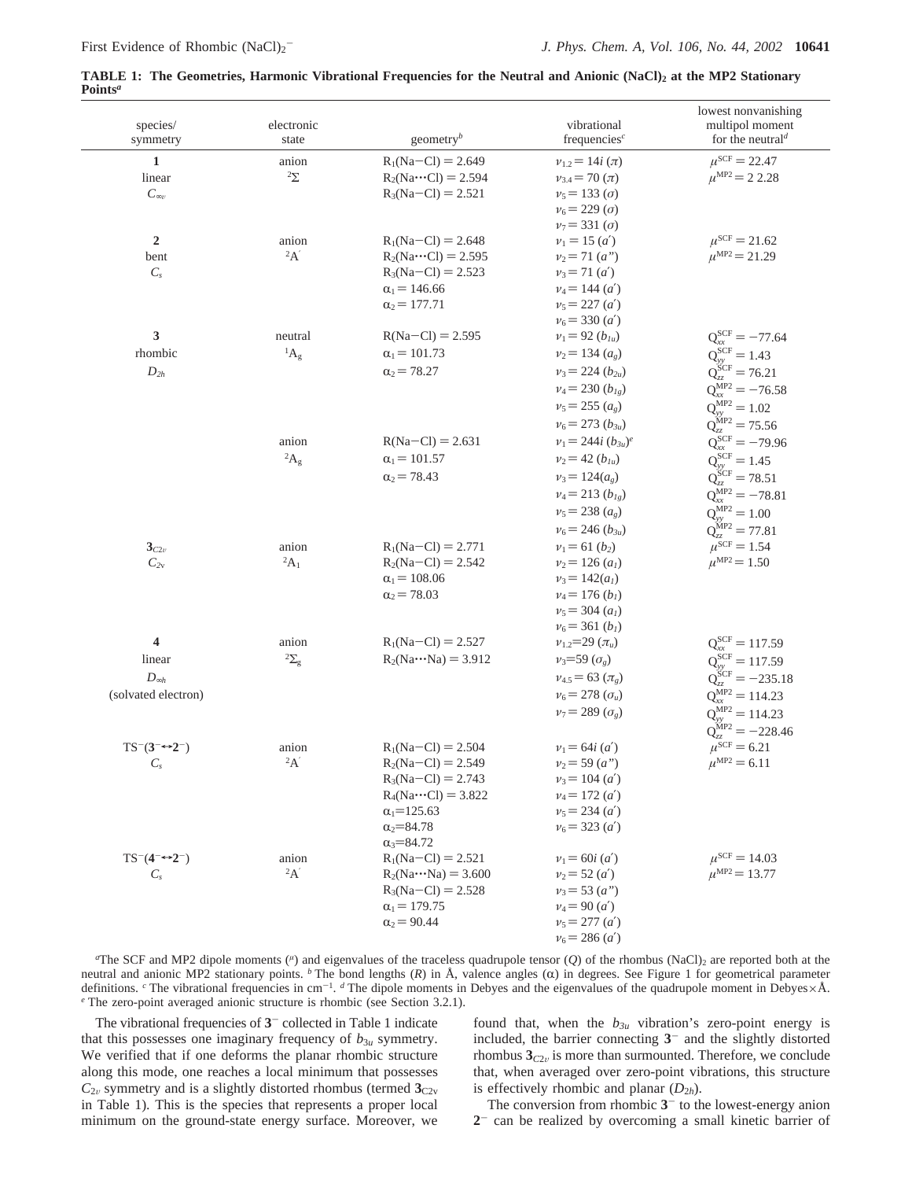**TABLE 1: The Geometries, Harmonic Vibrational Frequencies for the Neutral and Anionic $(NaCl)_2$ at the MP2 Stationary Points[a]**

| species/ symmetry | electronic state | geometry[b] | vibrational frequencies[c] | lowest nonvanishing multipol moment for the neutral[d] |
|---|---|---|---|---|
| **1** linear $C_{\infty v}$ | anion $^2\Sigma$ | $R_1$(Na−Cl) = 2.649<br>$R_2$(Na···Cl) = 2.594<br>$R_3$(Na−Cl) = 2.521 | $\nu_{1,2} = 14i$ ($\pi$)<br>$\nu_{3,4} = 70$ ($\pi$)<br>$\nu_5 = 133$ ($\sigma$)<br>$\nu_6 = 229$ ($\sigma$)<br>$\nu_7 = 331$ ($\sigma$) | $\mu^{SCF} = 22.47$<br>$\mu^{MP2} = 2\ 2.28$ |
| **2** bent $C_s$ | anion $^2A'$ | $R_1$(Na−Cl) = 2.648<br>$R_2$(Na···Cl) = 2.595<br>$R_3$(Na−Cl) = 2.523<br>$\alpha_1 = 146.66$<br>$\alpha_2 = 177.71$ | $\nu_1 = 15$ ($a'$)<br>$\nu_2 = 71$ ($a''$)<br>$\nu_3 = 71$ ($a'$)<br>$\nu_4 = 144$ ($a'$)<br>$\nu_5 = 227$ ($a'$)<br>$\nu_6 = 330$ ($a'$) | $\mu^{SCF} = 21.62$<br>$\mu^{MP2} = 21.29$ |
| **3** rhombic $D_{2h}$ | neutral $^1A_g$ | R(Na−Cl) = 2.595<br>$\alpha_1 = 101.73$<br>$\alpha_2 = 78.27$ | $\nu_1 = 92$ ($b_{1u}$)<br>$\nu_2 = 134$ ($a_g$)<br>$\nu_3 = 224$ ($b_{2u}$)<br>$\nu_4 = 230$ ($b_{1g}$)<br>$\nu_5 = 255$ ($a_g$)<br>$\nu_6 = 273$ ($b_{3u}$) | $Q_{xx}^{SCF} = -77.64$<br>$Q_{yy}^{SCF} = 1.43$<br>$Q_{zz}^{SCF} = 76.21$<br>$Q_{xx}^{MP2} = -76.58$<br>$Q_{yy}^{MP2} = 1.02$<br>$Q_{zz}^{MP2} = 75.56$ |
| | anion $^2A_g$ | R(Na−Cl) = 2.631<br>$\alpha_1 = 101.57$<br>$\alpha_2 = 78.43$ | $\nu_1 = 244i$ ($b_{3u}$)[e]<br>$\nu_2 = 42$ ($b_{1u}$)<br>$\nu_3 = 124$($a_g$)<br>$\nu_4 = 213$ ($b_{1g}$)<br>$\nu_5 = 238$ ($a_g$)<br>$\nu_6 = 246$ ($b_{3u}$) | $Q_{xx}^{SCF} = -79.96$<br>$Q_{yy}^{SCF} = 1.45$<br>$Q_{zz}^{SCF} = 78.51$<br>$Q_{xx}^{MP2} = -78.81$<br>$Q_{yy}^{MP2} = 1.00$<br>$Q_{zz}^{MP2} = 77.81$ |
| $\mathbf{3}_{C2v}$ $C_{2v}$ | anion $^2A_1$ | $R_1$(Na−Cl) = 2.771<br>$R_2$(Na−Cl) = 2.542<br>$\alpha_1 = 108.06$<br>$\alpha_2 = 78.03$ | $\nu_1 = 61$ ($b_2$)<br>$\nu_2 = 126$ ($a_1$)<br>$\nu_3 = 142$($a_1$)<br>$\nu_4 = 176$ ($b_1$)<br>$\nu_5 = 304$ ($a_1$)<br>$\nu_6 = 361$ ($b_1$) | $\mu^{SCF} = 1.54$<br>$\mu^{MP2} = 1.50$ |
| **4** linear $D_{\infty h}$ (solvated electron) | anion $^2\Sigma_g$ | $R_1$(Na−Cl) = 2.527<br>$R_2$(Na···Na) = 3.912 | $\nu_{1,2}$=29 ($\pi_u$)<br>$\nu_3$=59 ($\sigma_g$)<br>$\nu_{4,5} = 63$ ($\pi_g$)<br>$\nu_6 = 278$ ($\sigma_u$)<br>$\nu_7 = 289$ ($\sigma_g$) | $Q_{xx}^{SCF} = 117.59$<br>$Q_{yy}^{SCF} = 117.59$<br>$Q_{zz}^{SCF} = -235.18$<br>$Q_{xx}^{MP2} = 114.23$<br>$Q_{yy}^{MP2} = 114.23$<br>$Q_{zz}^{MP2} = -228.46$ |
| $TS^-(3^- \leftrightarrow 2^-)$ $C_s$ | anion $^2A'$ | $R_1$(Na−Cl) = 2.504<br>$R_2$(Na−Cl) = 2.549<br>$R_3$(Na−Cl) = 2.743<br>$R_4$(Na···Cl) = 3.822<br>$\alpha_1$=125.63<br>$\alpha_2$=84.78<br>$\alpha_3$=84.72 | $\nu_1 = 64i$ ($a'$)<br>$\nu_2 = 59$ ($a''$)<br>$\nu_3 = 104$ ($a'$)<br>$\nu_4 = 172$ ($a'$)<br>$\nu_5 = 234$ ($a'$)<br>$\nu_6 = 323$ ($a'$) | $\mu^{SCF} = 6.21$<br>$\mu^{MP2} = 6.11$ |
| $TS^-(4^- \leftrightarrow 2^-)$ $C_s$ | anion $^2A'$ | $R_1$(Na−Cl) = 2.521<br>$R_2$(Na···Na) = 3.600<br>$R_3$(Na−Cl) = 2.528<br>$\alpha_1 = 179.75$<br>$\alpha_2 = 90.44$ | $\nu_1 = 60i$ ($a'$)<br>$\nu_2 = 52$ ($a'$)<br>$\nu_3 = 53$ ($a''$)<br>$\nu_4 = 90$ ($a'$)<br>$\nu_5 = 277$ ($a'$)<br>$\nu_6 = 286$ ($a'$) | $\mu^{SCF} = 14.03$<br>$\mu^{MP2} = 13.77$ |

[a] The SCF and MP2 dipole moments ($\mu$) and eigenvalues of the traceless quadrupole tensor (Q) of the rhombus $(NaCl)_2$ are reported both at the neutral and anionic MP2 stationary points. [b] The bond lengths (R) in Å, valence angles ($\alpha$) in degrees. See Figure 1 for geometrical parameter definitions. [c] The vibrational frequencies in cm$^{-1}$. [d] The dipole moments in Debyes and the eigenvalues of the quadrupole moment in Debyes×Å. [e] The zero-point averaged anionic structure is rhombic (see Section 3.2.1).

The vibrational frequencies of $\mathbf{3}^-$ collected in Table 1 indicate that this possesses one imaginary frequency of $b_{3u}$ symmetry. We verified that if one deforms the planar rhombic structure along this mode, one reaches a local minimum that possesses $C_{2v}$ symmetry and is a slightly distorted rhombus (termed $\mathbf{3}_{C2v}$ in Table 1). This is the species that represents a proper local minimum on the ground-state energy surface. Moreover, we found that, when the $b_{3u}$ vibration's zero-point energy is included, the barrier connecting $\mathbf{3}^-$ and the slightly distorted rhombus $\mathbf{3}_{C2v}$ is more than surmounted. Therefore, we conclude that, when averaged over zero-point vibrations, this structure is effectively rhombic and planar ($D_{2h}$).

The conversion from rhombic $\mathbf{3}^-$ to the lowest-energy anion $\mathbf{2}^-$ can be realized by overcoming a small kinetic barrier of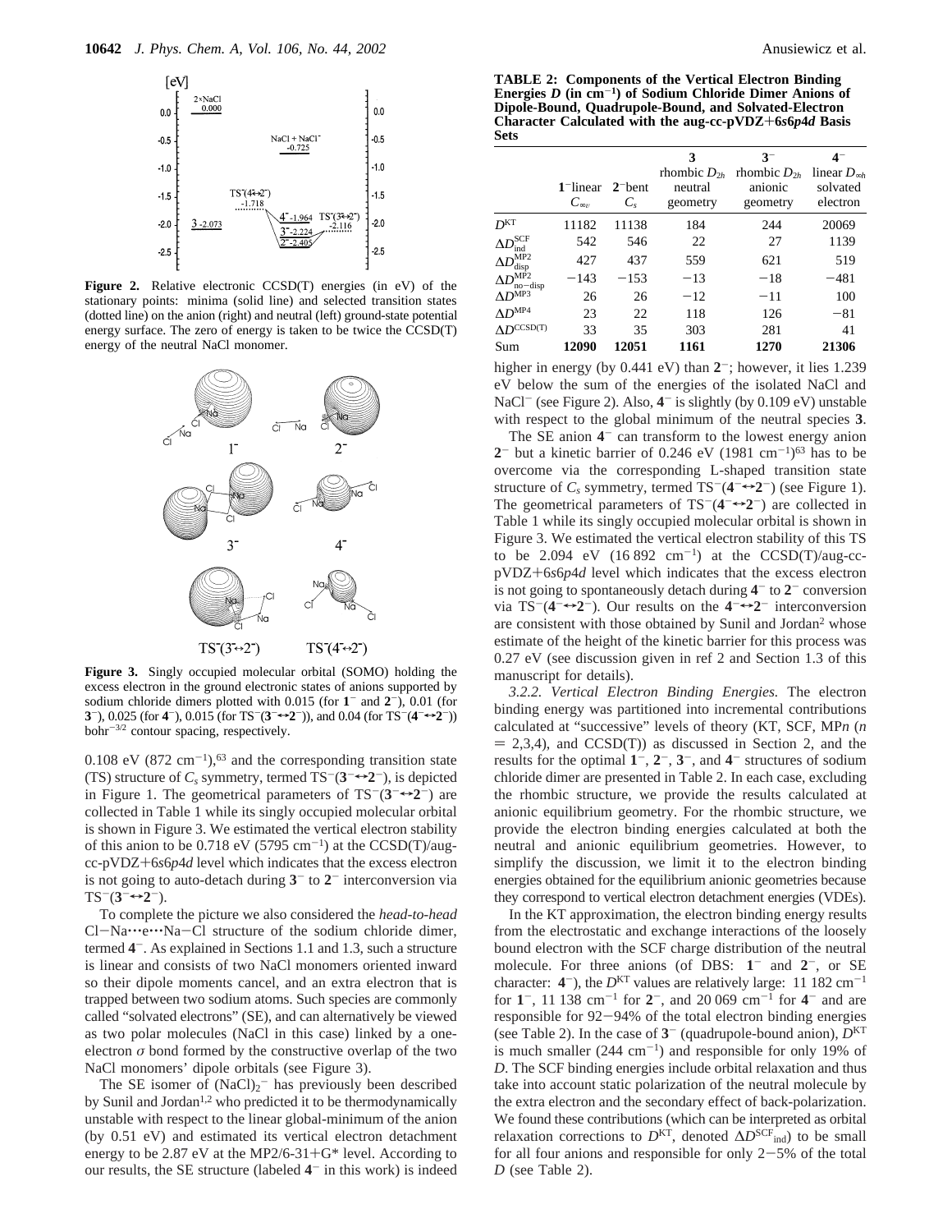**Figure 2.** Relative electronic CCSD(T) energies (in eV) of the stationary points: minima (solid line) and selected transition states (dotted line) on the anion (right) and neutral (left) ground-state potential energy surface. The zero of energy is taken to be twice the CCSD(T) energy of the neutral NaCl monomer.

**Figure 3.** Singly occupied molecular orbital (SOMO) holding the excess electron in the ground electronic states of anions supported by sodium chloride dimers plotted with 0.015 (for **1**$^-$ and **2**$^-$), 0.01 (for **3**$^-$), 0.025 (for **4**$^-$), 0.015 (for TS$^-$(**3**$^-$↔**2**$^-$)), and 0.04 (for TS$^-$(**4**$^-$↔**2**$^-$)) bohr$^{-3/2}$ contour spacing, respectively.

0.108 eV (872 cm$^{-1}$),[63] and the corresponding transition state (TS) structure of $C_s$ symmetry, termed TS$^-$(**3**$^-$↔**2**$^-$), is depicted in Figure 1. The geometrical parameters of TS$^-$(**3**$^-$↔**2**$^-$) are collected in Table 1 while its singly occupied molecular orbital is shown in Figure 3. We estimated the vertical electron stability of this anion to be 0.718 eV (5795 cm$^{-1}$) at the CCSD(T)/aug-cc-pVDZ+6*s*6*p*4*d* level which indicates that the excess electron is not going to auto-detach during **3**$^-$ to **2**$^-$ interconversion via TS$^-$(**3**$^-$↔**2**$^-$).

To complete the picture we also considered the *head-to-head* Cl−Na···e···Na−Cl structure of the sodium chloride dimer, termed **4**$^-$. As explained in Sections 1.1 and 1.3, such a structure is linear and consists of two NaCl monomers oriented inward so their dipole moments cancel, and an extra electron that is trapped between two sodium atoms. Such species are commonly called "solvated electrons" (SE), and can alternatively be viewed as two polar molecules (NaCl in this case) linked by a one-electron σ bond formed by the constructive overlap of the two NaCl monomers' dipole orbitals (see Figure 3).

The SE isomer of $(NaCl)_2^-$ has previously been described by Sunil and Jordan[1,2] who predicted it to be thermodynamically unstable with respect to the linear global-minimum of the anion (by 0.51 eV) and estimated its vertical electron detachment energy to be 2.87 eV at the MP2/6-31+G* level. According to our results, the SE structure (labeled **4**$^-$ in this work) is indeed higher in energy (by 0.441 eV) than **2**$^-$; however, it lies 1.239 eV below the sum of the energies of the isolated NaCl and NaCl$^-$ (see Figure 2). Also, **4**$^-$ is slightly (by 0.109 eV) unstable with respect to the global minimum of the neutral species **3**.

The SE anion **4**$^-$ can transform to the lowest energy anion **2**$^-$ but a kinetic barrier of 0.246 eV (1981 cm$^{-1}$)[63] has to be overcome via the corresponding L-shaped transition state structure of $C_s$ symmetry, termed TS$^-$(**4**$^-$↔**2**$^-$) (see Figure 1). The geometrical parameters of TS$^-$(**4**$^-$↔**2**$^-$) are collected in Table 1 while its singly occupied molecular orbital is shown in Figure 3. We estimated the vertical electron stability of this TS to be 2.094 eV (16 892 cm$^{-1}$) at the CCSD(T)/aug-cc-pVDZ+6*s*6*p*4*d* level which indicates that the excess electron is not going to spontaneously detach during **4**$^-$ to **2**$^-$ conversion via TS$^-$(**4**$^-$↔**2**$^-$). Our results on the **4**$^-$↔**2**$^-$ interconversion are consistent with those obtained by Sunil and Jordan[2] whose estimate of the height of the kinetic barrier for this process was 0.27 eV (see discussion given in ref 2 and Section 1.3 of this manuscript for details).

**TABLE 2: Components of the Vertical Electron Binding Energies *D* (in cm$^{-1}$) of Sodium Chloride Dimer Anions of Dipole-Bound, Quadrupole-Bound, and Solvated-Electron Character Calculated with the aug-cc-pVDZ+6*s*6*p*4*d* Basis Sets**

| | **1**$^-$ linear $C_{\infty v}$ | **2**$^-$ bent $C_s$ | **3** rhombic $D_{2h}$ neutral geometry | **3**$^-$ rhombic $D_{2h}$ anionic geometry | **4**$^-$ linear $D_{\infty h}$ solvated electron |
|---|---|---|---|---|---|
| $D^{KT}$ | 11182 | 11138 | 184 | 244 | 20069 |
| $\Delta D^{SCF}_{ind}$ | 542 | 546 | 22 | 27 | 1139 |
| $\Delta D^{MP2}_{disp}$ | 427 | 437 | 559 | 621 | 519 |
| $\Delta D^{MP2}_{no-disp}$ | −143 | −153 | −13 | −18 | −481 |
| $\Delta D^{MP3}$ | 26 | 26 | −12 | −11 | 100 |
| $\Delta D^{MP4}$ | 23 | 22 | 118 | 126 | −81 |
| $\Delta D^{CCSD(T)}$ | 33 | 35 | 303 | 281 | 41 |
| Sum | **12090** | **12051** | **1161** | **1270** | **21306** |

*3.2.2. Vertical Electron Binding Energies.* The electron binding energy was partitioned into incremental contributions calculated at "successive" levels of theory (KT, SCF, MP*n* (*n* = 2,3,4), and CCSD(T)) as discussed in Section 2, and the results for the optimal **1**$^-$, **2**$^-$, **3**$^-$, and **4**$^-$ structures of sodium chloride dimer are presented in Table 2. In each case, excluding the rhombic structure, we provide the results calculated at anionic equilibrium geometry. For the rhombic structure, we provide the electron binding energies calculated at both the neutral and anionic equilibrium geometries. However, to simplify the discussion, we limit it to the electron binding energies obtained for the equilibrium anionic geometries because they correspond to vertical electron detachment energies (VDEs).

In the KT approximation, the electron binding energy results from the electrostatic and exchange interactions of the loosely bound electron with the SCF charge distribution of the neutral molecule. For three anions (of DBS: **1**$^-$ and **2**$^-$, or SE character: **4**$^-$), the $D^{KT}$ values are relatively large: 11 182 cm$^{-1}$ for **1**$^-$, 11 138 cm$^{-1}$ for **2**$^-$, and 20 069 cm$^{-1}$ for **4**$^-$ and are responsible for 92−94% of the total electron binding energies (see Table 2). In the case of **3**$^-$ (quadrupole-bound anion), $D^{KT}$ is much smaller (244 cm$^{-1}$) and responsible for only 19% of *D*. The SCF binding energies include orbital relaxation and thus take into account static polarization of the neutral molecule by the extra electron and the secondary effect of back-polarization. We found these contributions (which can be interpreted as orbital relaxation corrections to $D^{KT}$, denoted $\Delta D^{SCF}_{ind}$) to be small for all four anions and responsible for only 2−5% of the total *D* (see Table 2).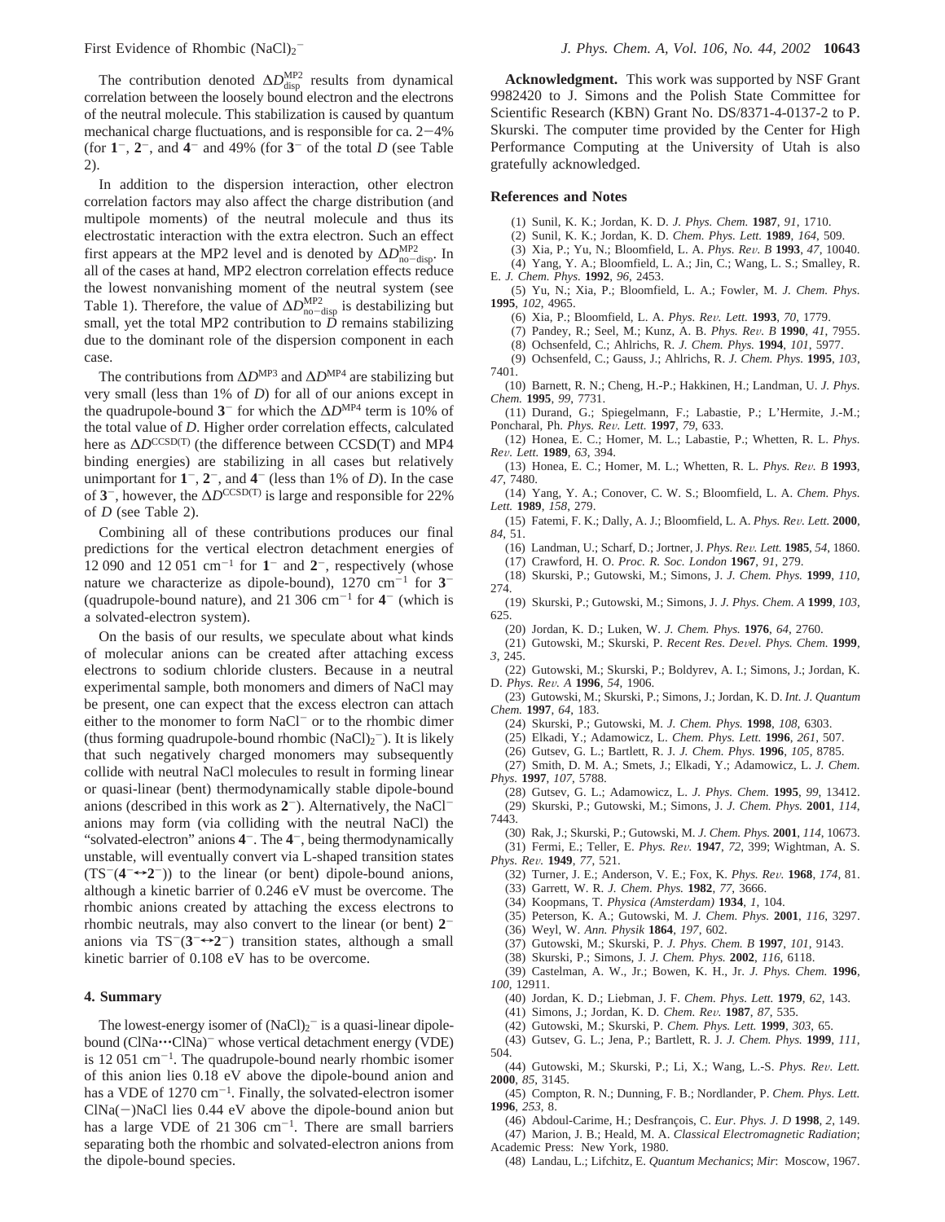The contribution denoted $\Delta D^{MP2}_{disp}$ results from dynamical correlation between the loosely bound electron and the electrons of the neutral molecule. This stabilization is caused by quantum mechanical charge fluctuations, and is responsible for ca. 2−4% (for $\mathbf{1}^-$, $\mathbf{2}^-$, and $\mathbf{4}^-$ and 49% (for $\mathbf{3}^-$ of the total $D$ (see Table 2).

In addition to the dispersion interaction, other electron correlation factors may also affect the charge distribution (and multipole moments) of the neutral molecule and thus its electrostatic interaction with the extra electron. Such an effect first appears at the MP2 level and is denoted by $\Delta D^{MP2}_{no-disp}$. In all of the cases at hand, MP2 electron correlation effects reduce the lowest nonvanishing moment of the neutral system (see Table 1). Therefore, the value of $\Delta D^{MP2}_{no-disp}$ is destabilizing but small, yet the total MP2 contribution to $D$ remains stabilizing due to the dominant role of the dispersion component in each case.

The contributions from $\Delta D^{MP3}$ and $\Delta D^{MP4}$ are stabilizing but very small (less than 1% of $D$) for all of our anions except in the quadrupole-bound $\mathbf{3}^-$ for which the $\Delta D^{MP4}$ term is 10% of the total value of $D$. Higher order correlation effects, calculated here as $\Delta D^{CCSD(T)}$ (the difference between CCSD(T) and MP4 binding energies) are stabilizing in all cases but relatively unimportant for $\mathbf{1}^-$, $\mathbf{2}^-$, and $\mathbf{4}^-$ (less than 1% of $D$). In the case of $\mathbf{3}^-$, however, the $\Delta D^{CCSD(T)}$ is large and responsible for 22% of $D$ (see Table 2).

Combining all of these contributions produces our final predictions for the vertical electron detachment energies of 12 090 and 12 051 $cm^{-1}$ for $\mathbf{1}^-$ and $\mathbf{2}^-$, respectively (whose nature we characterize as dipole-bound), 1270 $cm^{-1}$ for $\mathbf{3}^-$ (quadrupole-bound nature), and 21 306 $cm^{-1}$ for $\mathbf{4}^-$ (which is a solvated-electron system).

On the basis of our results, we speculate about what kinds of molecular anions can be created after attaching excess electrons to sodium chloride clusters. Because in a neutral experimental sample, both monomers and dimers of NaCl may be present, one can expect that the excess electron can attach either to the monomer to form $NaCl^-$ or to the rhombic dimer (thus forming quadrupole-bound rhombic $(NaCl)_2^-$). It is likely that such negatively charged monomers may subsequently collide with neutral NaCl molecules to result in forming linear or quasi-linear (bent) thermodynamically stable dipole-bound anions (described in this work as $\mathbf{2}^-$). Alternatively, the $NaCl^-$ anions may form (via colliding with the neutral NaCl) the "solvated-electron" anions $\mathbf{4}^-$. The $\mathbf{4}^-$, being thermodynamically unstable, will eventually convert via L-shaped transition states ($TS^-(\mathbf{4}^- \leftrightarrow \mathbf{2}^-)$) to the linear (or bent) dipole-bound anions, although a kinetic barrier of 0.246 eV must be overcome. The rhombic anions created by attaching the excess electrons to rhombic neutrals, may also convert to the linear (or bent) $\mathbf{2}^-$ anions via $TS^-(\mathbf{3}^- \leftrightarrow \mathbf{2}^-)$ transition states, although a small kinetic barrier of 0.108 eV has to be overcome.

## 4. Summary

The lowest-energy isomer of $(NaCl)_2^-$ is a quasi-linear dipole-bound $(ClNa\cdots ClNa)^-$ whose vertical detachment energy (VDE) is 12 051 $cm^{-1}$. The quadrupole-bound nearly rhombic isomer of this anion lies 0.18 eV above the dipole-bound anion and has a VDE of 1270 $cm^{-1}$. Finally, the solvated-electron isomer ClNa(−)NaCl lies 0.44 eV above the dipole-bound anion but has a large VDE of 21 306 $cm^{-1}$. There are small barriers separating both the rhombic and solvated-electron anions from the dipole-bound species.

**Acknowledgment.** This work was supported by NSF Grant 9982420 to J. Simons and the Polish State Committee for Scientific Research (KBN) Grant No. DS/8371-4-0137-2 to P. Skurski. The computer time provided by the Center for High Performance Computing at the University of Utah is also gratefully acknowledged.

## References and Notes

(1) Sunil, K. K.; Jordan, K. D. *J. Phys. Chem.* **1987**, *91*, 1710.
(2) Sunil, K. K.; Jordan, K. D. *Chem. Phys. Lett.* **1989**, *164*, 509.
(3) Xia, P.; Yu, N.; Bloomfield, L. A. *Phys. Rev. B* **1993**, *47*, 10040.
(4) Yang, Y. A.; Bloomfield, L. A.; Jin, C.; Wang, L. S.; Smalley, R. E. *J. Chem. Phys.* **1992**, *96*, 2453.
(5) Yu, N.; Xia, P.; Bloomfield, L. A.; Fowler, M. *J. Chem. Phys.* **1995**, *102*, 4965.
(6) Xia, P.; Bloomfield, L. A. *Phys. Rev. Lett.* **1993**, *70*, 1779.
(7) Pandey, R.; Seel, M.; Kunz, A. B. *Phys. Rev. B* **1990**, *41*, 7955.
(8) Ochsenfeld, C.; Ahlrichs, R. *J. Chem. Phys.* **1994**, *101*, 5977.
(9) Ochsenfeld, C.; Gauss, J.; Ahlrichs, R. *J. Chem. Phys.* **1995**, *103*, 7401.
(10) Barnett, R. N.; Cheng, H.-P.; Hakkinen, H.; Landman, U. *J. Phys. Chem.* **1995**, *99*, 7731.
(11) Durand, G.; Spiegelmann, F.; Labastie, P.; L'Hermite, J.-M.; Poncharal, Ph. *Phys. Rev. Lett.* **1997**, *79*, 633.
(12) Honea, E. C.; Homer, M. L.; Labastie, P.; Whetten, R. L. *Phys. Rev. Lett.* **1989**, *63*, 394.
(13) Honea, E. C.; Homer, M. L.; Whetten, R. L. *Phys. Rev. B* **1993**, *47*, 7480.
(14) Yang, Y. A.; Conover, C. W. S.; Bloomfield, L. A. *Chem. Phys. Lett.* **1989**, *158*, 279.
(15) Fatemi, F. K.; Dally, A. J.; Bloomfield, L. A. *Phys. Rev. Lett.* **2000**, *84*, 51.
(16) Landman, U.; Scharf, D.; Jortner, J. *Phys. Rev. Lett.* **1985**, *54*, 1860.
(17) Crawford, H. O. *Proc. R. Soc. London* **1967**, *91*, 279.
(18) Skurski, P.; Gutowski, M.; Simons, J. *J. Chem. Phys.* **1999**, *110*, 274.
(19) Skurski, P.; Gutowski, M.; Simons, J. *J. Phys. Chem. A* **1999**, *103*, 625.
(20) Jordan, K. D.; Luken, W. *J. Chem. Phys.* **1976**, *64*, 2760.
(21) Gutowski, M.; Skurski, P. *Recent Res. Devel. Phys. Chem.* **1999**, *3*, 245.
(22) Gutowski, M.; Skurski, P.; Boldyrev, A. I.; Simons, J.; Jordan, K. D. *Phys. Rev. A* **1996**, *54*, 1906.
(23) Gutowski, M.; Skurski, P.; Simons, J.; Jordan, K. D. *Int. J. Quantum Chem.* **1997**, *64*, 183.
(24) Skurski, P.; Gutowski, M. *J. Chem. Phys.* **1998**, *108*, 6303.
(25) Elkadi, Y.; Adamowicz, L. *Chem. Phys. Lett.* **1996**, *261*, 507.
(26) Gutsev, G. L.; Bartlett, R. J. *J. Chem. Phys.* **1996**, *105*, 8785.
(27) Smith, D. M. A.; Smets, J.; Elkadi, Y.; Adamowicz, L. *J. Chem. Phys.* **1997**, *107*, 5788.
(28) Gutsev, G. L.; Adamowicz, L. *J. Phys. Chem.* **1995**, *99*, 13412.
(29) Skurski, P.; Gutowski, M.; Simons, J. *J. Chem. Phys.* **2001**, *114*, 7443.
(30) Rak, J.; Skurski, P.; Gutowski, M. *J. Chem. Phys.* **2001**, *114*, 10673.
(31) Fermi, E.; Teller, E. *Phys. Rev.* **1947**, *72*, 399; Wightman, A. S. *Phys. Rev.* **1949**, *77*, 521.
(32) Turner, J. E.; Anderson, V. E.; Fox, K. *Phys. Rev.* **1968**, *174*, 81.
(33) Garrett, W. R. *J. Chem. Phys.* **1982**, *77*, 3666.
(34) Koopmans, T. *Physica (Amsterdam)* **1934**, *1*, 104.
(35) Peterson, K. A.; Gutowski, M. *J. Chem. Phys.* **2001**, *116*, 3297.
(36) Weyl, W. *Ann. Physik* **1864**, *197*, 602.
(37) Gutowski, M.; Skurski, P. *J. Phys. Chem. B* **1997**, *101*, 9143.
(38) Skurski, P.; Simons, J. *J. Chem. Phys.* **2002**, *116*, 6118.
(39) Castelman, A. W., Jr.; Bowen, K. H., Jr. *J. Phys. Chem.* **1996**, *100*, 12911.
(40) Jordan, K. D.; Liebman, J. F. *Chem. Phys. Lett.* **1979**, *62*, 143.
(41) Simons, J.; Jordan, K. D. *Chem. Rev.* **1987**, *87*, 535.
(42) Gutowski, M.; Skurski, P. *Chem. Phys. Lett.* **1999**, *303*, 65.
(43) Gutsev, G. L.; Jena, P.; Bartlett, R. J. *J. Chem. Phys.* **1999**, *111*, 504.
(44) Gutowski, M.; Skurski, P.; Li, X.; Wang, L.-S. *Phys. Rev. Lett.* **2000**, *85*, 3145.
(45) Compton, R. N.; Dunning, F. B.; Nordlander, P. *Chem. Phys. Lett.* **1996**, *253*, 8.
(46) Abdoul-Carime, H.; Desfrançois, C. *Eur. Phys. J. D* **1998**, *2*, 149.
(47) Marion, J. B.; Heald, M. A. *Classical Electromagnetic Radiation*; Academic Press: New York, 1980.
(48) Landau, L.; Lifchitz, E. *Quantum Mechanics*; *Mir*: Moscow, 1967.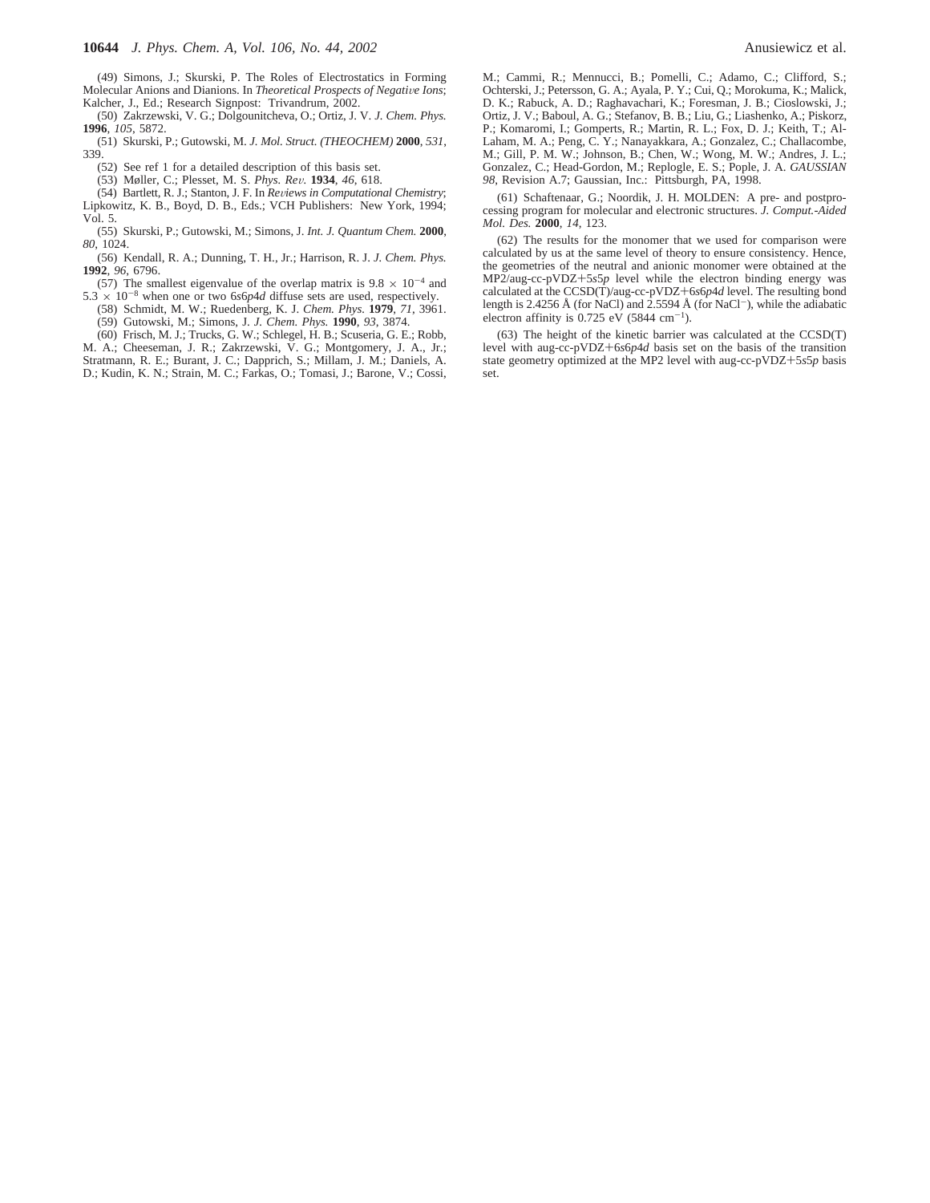(49) Simons, J.; Skurski, P. The Roles of Electrostatics in Forming Molecular Anions and Dianions. In *Theoretical Prospects of Negative Ions*; Kalcher, J., Ed.; Research Signpost: Trivandrum, 2002.

(50) Zakrzewski, V. G.; Dolgounitcheva, O.; Ortiz, J. V. *J. Chem. Phys.* **1996**, *105*, 5872.

(51) Skurski, P.; Gutowski, M. *J. Mol. Struct. (THEOCHEM)* **2000**, *531*, 339.

(52) See ref 1 for a detailed description of this basis set.

(53) Møller, C.; Plesset, M. S. *Phys. Rev.* **1934**, *46*, 618.

(54) Bartlett, R. J.; Stanton, J. F. In *Reviews in Computational Chemistry*; Lipkowitz, K. B., Boyd, D. B., Eds.; VCH Publishers: New York, 1994; Vol. 5.

(55) Skurski, P.; Gutowski, M.; Simons, J. *Int. J. Quantum Chem.* **2000**, *80*, 1024.

(56) Kendall, R. A.; Dunning, T. H., Jr.; Harrison, R. J. *J. Chem. Phys.* **1992**, *96*, 6796.

(57) The smallest eigenvalue of the overlap matrix is $9.8 \times 10^{-4}$ and $5.3 \times 10^{-8}$ when one or two 6*s*6*p*4*d* diffuse sets are used, respectively.

(58) Schmidt, M. W.; Ruedenberg, K. J. *Chem. Phys.* **1979**, *71*, 3961.

(59) Gutowski, M.; Simons, J. *J. Chem. Phys.* **1990**, *93*, 3874.

(60) Frisch, M. J.; Trucks, G. W.; Schlegel, H. B.; Scuseria, G. E.; Robb, M. A.; Cheeseman, J. R.; Zakrzewski, V. G.; Montgomery, J. A., Jr.; Stratmann, R. E.; Burant, J. C.; Dapprich, S.; Millam, J. M.; Daniels, A. D.; Kudin, K. N.; Strain, M. C.; Farkas, O.; Tomasi, J.; Barone, V.; Cossi, M.; Cammi, R.; Mennucci, B.; Pomelli, C.; Adamo, C.; Clifford, S.; Ochterski, J.; Petersson, G. A.; Ayala, P. Y.; Cui, Q.; Morokuma, K.; Malick, D. K.; Rabuck, A. D.; Raghavachari, K.; Foresman, J. B.; Cioslowski, J.; Ortiz, J. V.; Baboul, A. G.; Stefanov, B. B.; Liu, G.; Liashenko, A.; Piskorz, P.; Komaromi, I.; Gomperts, R.; Martin, R. L.; Fox, D. J.; Keith, T.; Al-Laham, M. A.; Peng, C. Y.; Nanayakkara, A.; Gonzalez, C.; Challacombe, M.; Gill, P. M. W.; Johnson, B.; Chen, W.; Wong, M. W.; Andres, J. L.; Gonzalez, C.; Head-Gordon, M.; Replogle, E. S.; Pople, J. A. *GAUSSIAN 98*, Revision A.7; Gaussian, Inc.: Pittsburgh, PA, 1998.

(61) Schaftenaar, G.; Noordik, J. H. MOLDEN: A pre- and postprocessing program for molecular and electronic structures. *J. Comput.-Aided Mol. Des.* **2000**, *14*, 123.

(62) The results for the monomer that we used for comparison were calculated by us at the same level of theory to ensure consistency. Hence, the geometries of the neutral and anionic monomer were obtained at the MP2/aug-cc-pVDZ+5*s*5*p* level while the electron binding energy was calculated at the CCSD(T)/aug-cc-pVDZ+6*s*6*p*4*d* level. The resulting bond length is 2.4256 Å (for NaCl) and 2.5594 Å (for $NaCl^-$), while the adiabatic electron affinity is 0.725 eV (5844 $cm^{-1}$).

(63) The height of the kinetic barrier was calculated at the CCSD(T) level with aug-cc-pVDZ+6*s*6*p*4*d* basis set on the basis of the transition state geometry optimized at the MP2 level with aug-cc-pVDZ+5*s*5*p* basis set.